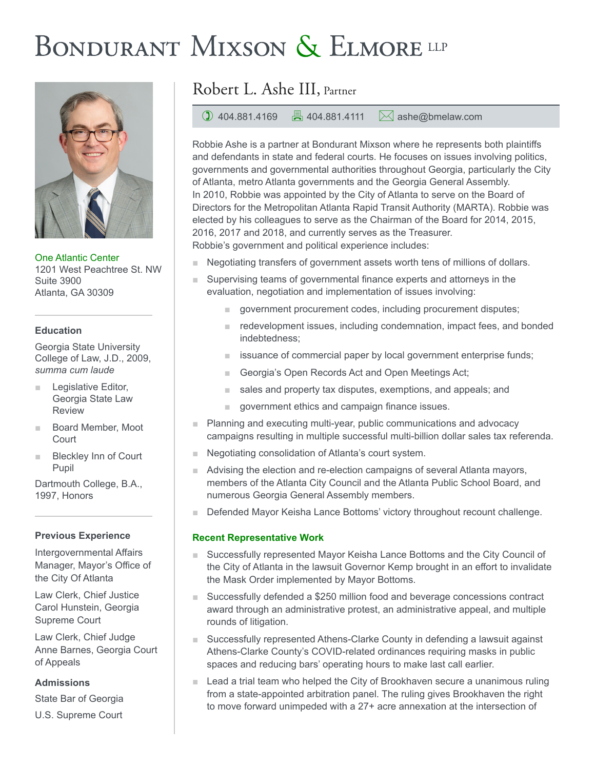# Bondurant Mixson & Elmore LLP

## Robert L. Ashe III, Partner

404.881.4169 | 404.881.4111 | ashe@bmelaw.com

Robbie Ashe is a partner at Bondurant Mixson where he represents both plaintiffs and defendants in state and federal courts. He focuses on issues involving politics, governments and governmental authorities throughout Georgia, particularly the City of Atlanta, metro Atlanta governments and the Georgia General Assembly.

In 2010, Robbie was appointed by the City of Atlanta to serve on the Board of Directors for the Metropolitan Atlanta Rapid Transit Authority (MARTA). Robbie was elected by his colleagues to serve as the Chairman of the Board for 2014, 2015, 2016, 2017 and 2018, and currently serves as the Treasurer.

Robbie's government and political experience includes:

- Negotiating transfers of government assets worth tens of millions of dollars.
- Supervising teams of governmental finance experts and attorneys in the evaluation, negotiation and implementation of issues involving:
  - government procurement codes, including procurement disputes;
  - redevelopment issues, including condemnation, impact fees, and bonded indebtedness;
  - issuance of commercial paper by local government enterprise funds;
  - Georgia's Open Records Act and Open Meetings Act;
  - sales and property tax disputes, exemptions, and appeals; and
  - government ethics and campaign finance issues.
- Planning and executing multi-year, public communications and advocacy campaigns resulting in multiple successful multi-billion dollar sales tax referenda.
- Negotiating consolidation of Atlanta's court system.
- Advising the election and re-election campaigns of several Atlanta mayors, members of the Atlanta City Council and the Atlanta Public School Board, and numerous Georgia General Assembly members.
- Defended Mayor Keisha Lance Bottoms' victory throughout recount challenge.

### Recent Representative Work

- Successfully represented Mayor Keisha Lance Bottoms and the City Council of the City of Atlanta in the lawsuit Governor Kemp brought in an effort to invalidate the Mask Order implemented by Mayor Bottoms.
- Successfully defended a $250 million food and beverage concessions contract award through an administrative protest, an administrative appeal, and multiple rounds of litigation.
- Successfully represented Athens-Clarke County in defending a lawsuit against Athens-Clarke County's COVID-related ordinances requiring masks in public spaces and reducing bars' operating hours to make last call earlier.
- Lead a trial team who helped the City of Brookhaven secure a unanimous ruling from a state-appointed arbitration panel. The ruling gives Brookhaven the right to move forward unimpeded with a 27+ acre annexation at the intersection of

---

One Atlantic Center
1201 West Peachtree St. NW
Suite 3900
Atlanta, GA 30309

### Education

Georgia State University College of Law, J.D., 2009, *summa cum laude*

- Legislative Editor, Georgia State Law Review
- Board Member, Moot Court
- Bleckley Inn of Court Pupil

Dartmouth College, B.A., 1997, Honors

### Previous Experience

Intergovernmental Affairs Manager, Mayor's Office of the City Of Atlanta

Law Clerk, Chief Justice Carol Hunstein, Georgia Supreme Court

Law Clerk, Chief Judge Anne Barnes, Georgia Court of Appeals

### Admissions

State Bar of Georgia

U.S. Supreme Court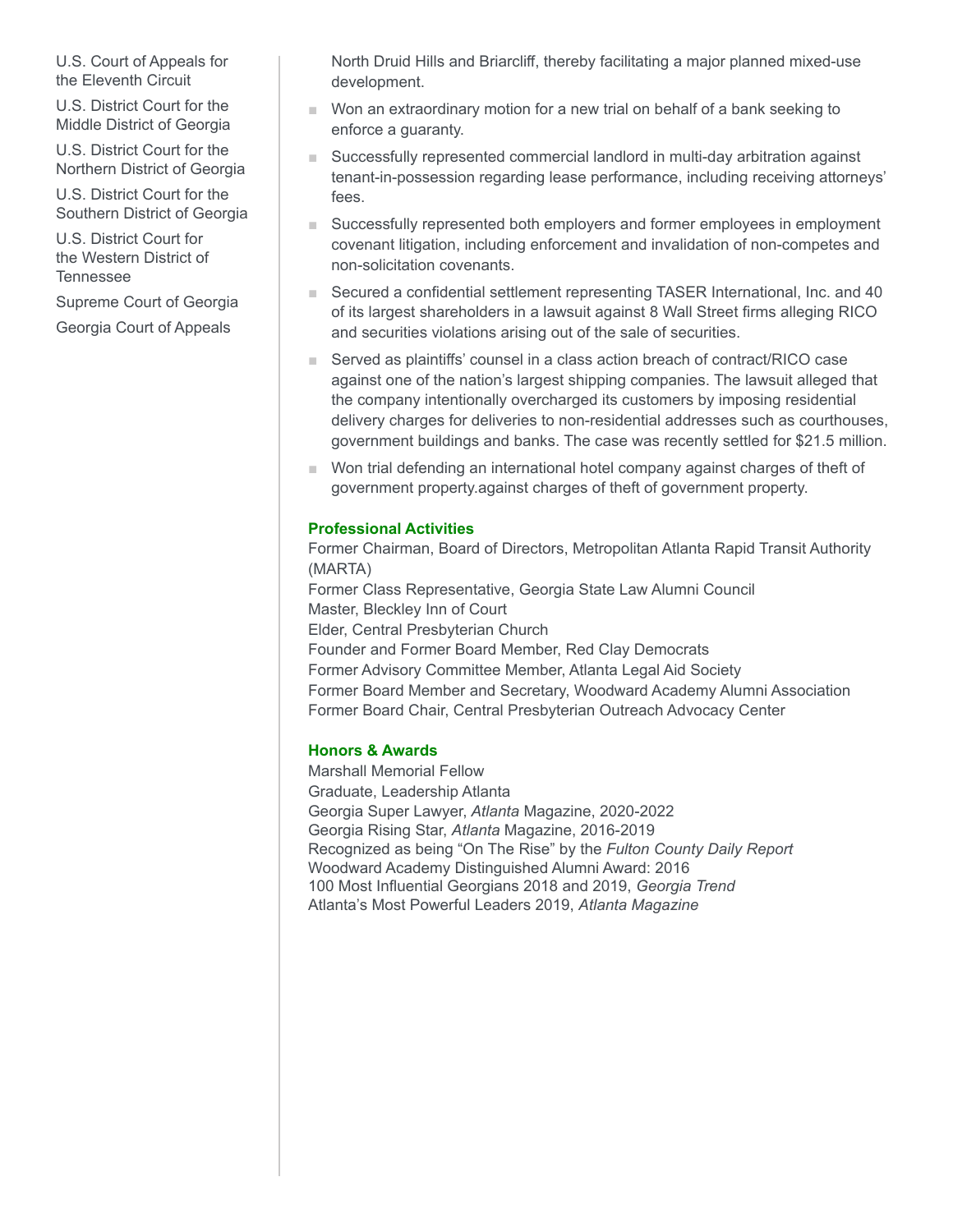U.S. Court of Appeals for the Eleventh Circuit

U.S. District Court for the Middle District of Georgia

U.S. District Court for the Northern District of Georgia

U.S. District Court for the Southern District of Georgia

U.S. District Court for the Western District of Tennessee

Supreme Court of Georgia

Georgia Court of Appeals

North Druid Hills and Briarcliff, thereby facilitating a major planned mixed-use development.

- Won an extraordinary motion for a new trial on behalf of a bank seeking to enforce a guaranty.
- Successfully represented commercial landlord in multi-day arbitration against tenant-in-possession regarding lease performance, including receiving attorneys' fees.
- Successfully represented both employers and former employees in employment covenant litigation, including enforcement and invalidation of non-competes and non-solicitation covenants.
- Secured a confidential settlement representing TASER International, Inc. and 40 of its largest shareholders in a lawsuit against 8 Wall Street firms alleging RICO and securities violations arising out of the sale of securities.
- Served as plaintiffs' counsel in a class action breach of contract/RICO case against one of the nation's largest shipping companies. The lawsuit alleged that the company intentionally overcharged its customers by imposing residential delivery charges for deliveries to non-residential addresses such as courthouses, government buildings and banks. The case was recently settled for $21.5 million.
- Won trial defending an international hotel company against charges of theft of government property.against charges of theft of government property.

**Professional Activities**

Former Chairman, Board of Directors, Metropolitan Atlanta Rapid Transit Authority (MARTA)
Former Class Representative, Georgia State Law Alumni Council
Master, Bleckley Inn of Court
Elder, Central Presbyterian Church
Founder and Former Board Member, Red Clay Democrats
Former Advisory Committee Member, Atlanta Legal Aid Society
Former Board Member and Secretary, Woodward Academy Alumni Association
Former Board Chair, Central Presbyterian Outreach Advocacy Center

**Honors & Awards**

Marshall Memorial Fellow
Graduate, Leadership Atlanta
Georgia Super Lawyer, *Atlanta* Magazine, 2020-2022
Georgia Rising Star, *Atlanta* Magazine, 2016-2019
Recognized as being "On The Rise" by the *Fulton County Daily Report*
Woodward Academy Distinguished Alumni Award: 2016
100 Most Influential Georgians 2018 and 2019, *Georgia Trend*
Atlanta's Most Powerful Leaders 2019, *Atlanta Magazine*